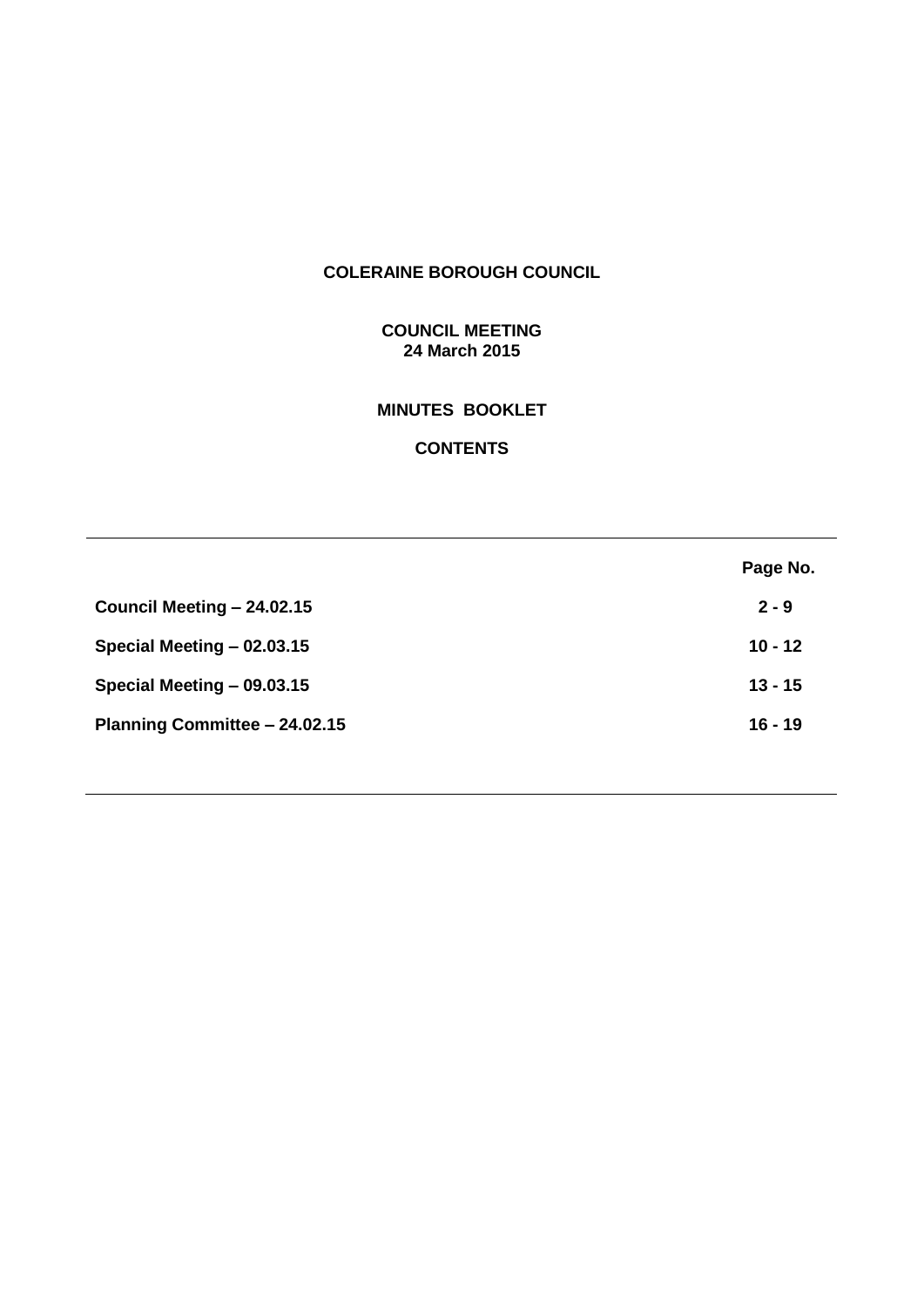# COLERAINE BOROUGH COUNCIL

## COUNCIL MEETING
## 24 March 2015

## MINUTES BOOKLET

## CONTENTS

| | Page No. |
|---|---|
| **Council Meeting – 24.02.15** | **2 - 9** |
| **Special Meeting – 02.03.15** | **10 - 12** |
| **Special Meeting – 09.03.15** | **13 - 15** |
| **Planning Committee – 24.02.15** | **16 - 19** |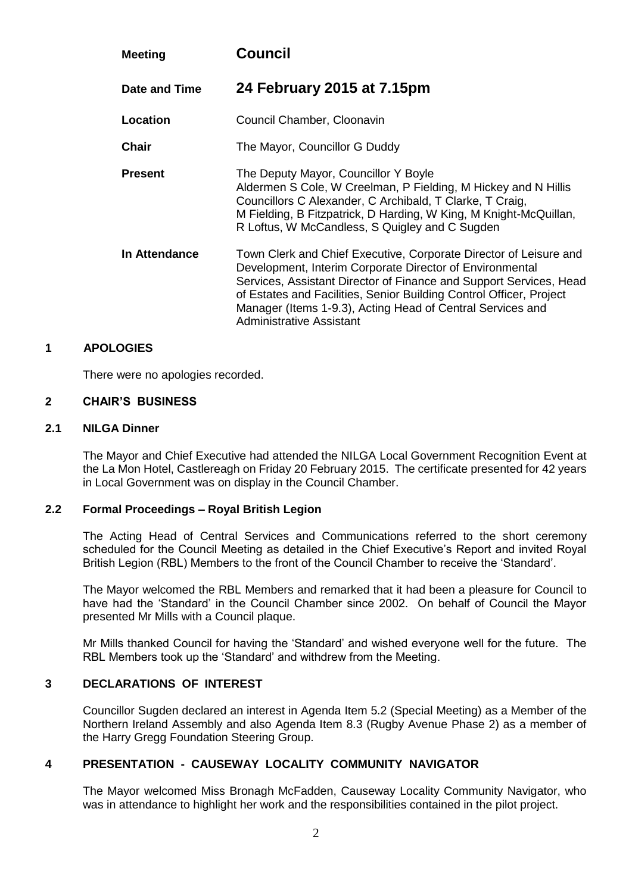| | |
|---|---|
| **Meeting** | **Council** |
| **Date and Time** | **24 February 2015 at 7.15pm** |
| **Location** | Council Chamber, Cloonavin |
| **Chair** | The Mayor, Councillor G Duddy |
| **Present** | The Deputy Mayor, Councillor Y Boyle<br>Aldermen S Cole, W Creelman, P Fielding, M Hickey and N Hillis<br>Councillors C Alexander, C Archibald, T Clarke, T Craig, M Fielding, B Fitzpatrick, D Harding, W King, M Knight-McQuillan, R Loftus, W McCandless, S Quigley and C Sugden |
| **In Attendance** | Town Clerk and Chief Executive, Corporate Director of Leisure and Development, Interim Corporate Director of Environmental Services, Assistant Director of Finance and Support Services, Head of Estates and Facilities, Senior Building Control Officer, Project Manager (Items 1-9.3), Acting Head of Central Services and Administrative Assistant |

## 1 APOLOGIES

There were no apologies recorded.

## 2 CHAIR'S BUSINESS

### 2.1 NILGA Dinner

The Mayor and Chief Executive had attended the NILGA Local Government Recognition Event at the La Mon Hotel, Castlereagh on Friday 20 February 2015. The certificate presented for 42 years in Local Government was on display in the Council Chamber.

### 2.2 Formal Proceedings – Royal British Legion

The Acting Head of Central Services and Communications referred to the short ceremony scheduled for the Council Meeting as detailed in the Chief Executive's Report and invited Royal British Legion (RBL) Members to the front of the Council Chamber to receive the 'Standard'.

The Mayor welcomed the RBL Members and remarked that it had been a pleasure for Council to have had the 'Standard' in the Council Chamber since 2002. On behalf of Council the Mayor presented Mr Mills with a Council plaque.

Mr Mills thanked Council for having the 'Standard' and wished everyone well for the future. The RBL Members took up the 'Standard' and withdrew from the Meeting.

## 3 DECLARATIONS OF INTEREST

Councillor Sugden declared an interest in Agenda Item 5.2 (Special Meeting) as a Member of the Northern Ireland Assembly and also Agenda Item 8.3 (Rugby Avenue Phase 2) as a member of the Harry Gregg Foundation Steering Group.

## 4 PRESENTATION - CAUSEWAY LOCALITY COMMUNITY NAVIGATOR

The Mayor welcomed Miss Bronagh McFadden, Causeway Locality Community Navigator, who was in attendance to highlight her work and the responsibilities contained in the pilot project.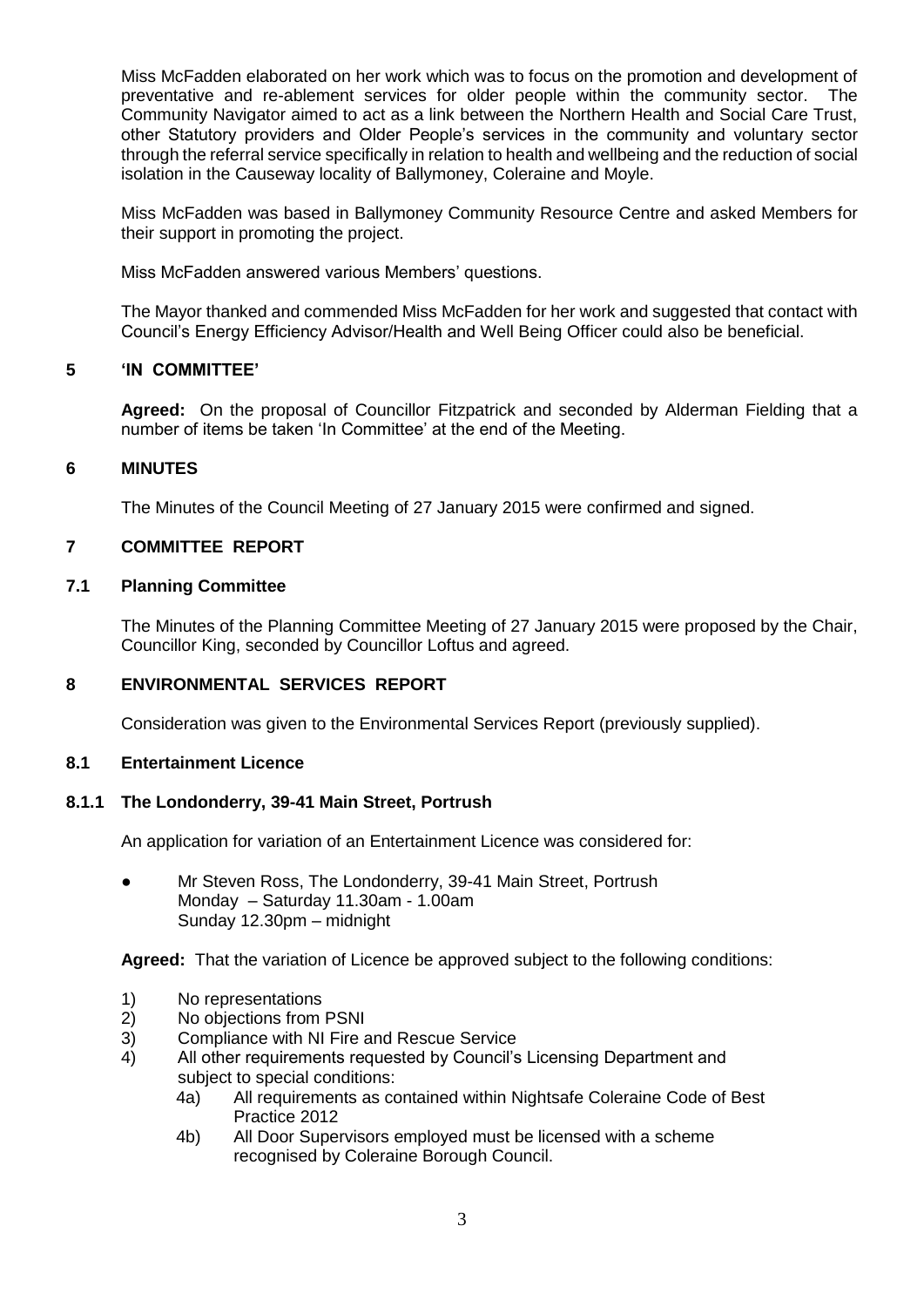Miss McFadden elaborated on her work which was to focus on the promotion and development of preventative and re-ablement services for older people within the community sector. The Community Navigator aimed to act as a link between the Northern Health and Social Care Trust, other Statutory providers and Older People's services in the community and voluntary sector through the referral service specifically in relation to health and wellbeing and the reduction of social isolation in the Causeway locality of Ballymoney, Coleraine and Moyle.

Miss McFadden was based in Ballymoney Community Resource Centre and asked Members for their support in promoting the project.

Miss McFadden answered various Members' questions.

The Mayor thanked and commended Miss McFadden for her work and suggested that contact with Council's Energy Efficiency Advisor/Health and Well Being Officer could also be beneficial.

## 5 'IN COMMITTEE'

**Agreed:** On the proposal of Councillor Fitzpatrick and seconded by Alderman Fielding that a number of items be taken 'In Committee' at the end of the Meeting.

## 6 MINUTES

The Minutes of the Council Meeting of 27 January 2015 were confirmed and signed.

## 7 COMMITTEE REPORT

### 7.1 Planning Committee

The Minutes of the Planning Committee Meeting of 27 January 2015 were proposed by the Chair, Councillor King, seconded by Councillor Loftus and agreed.

## 8 ENVIRONMENTAL SERVICES REPORT

Consideration was given to the Environmental Services Report (previously supplied).

### 8.1 Entertainment Licence

#### 8.1.1 The Londonderry, 39-41 Main Street, Portrush

An application for variation of an Entertainment Licence was considered for:

- Mr Steven Ross, The Londonderry, 39-41 Main Street, Portrush
  Monday – Saturday 11.30am - 1.00am
  Sunday 12.30pm – midnight

**Agreed:** That the variation of Licence be approved subject to the following conditions:

1) No representations
2) No objections from PSNI
3) Compliance with NI Fire and Rescue Service
4) All other requirements requested by Council's Licensing Department and subject to special conditions:
   4a) All requirements as contained within Nightsafe Coleraine Code of Best Practice 2012
   4b) All Door Supervisors employed must be licensed with a scheme recognised by Coleraine Borough Council.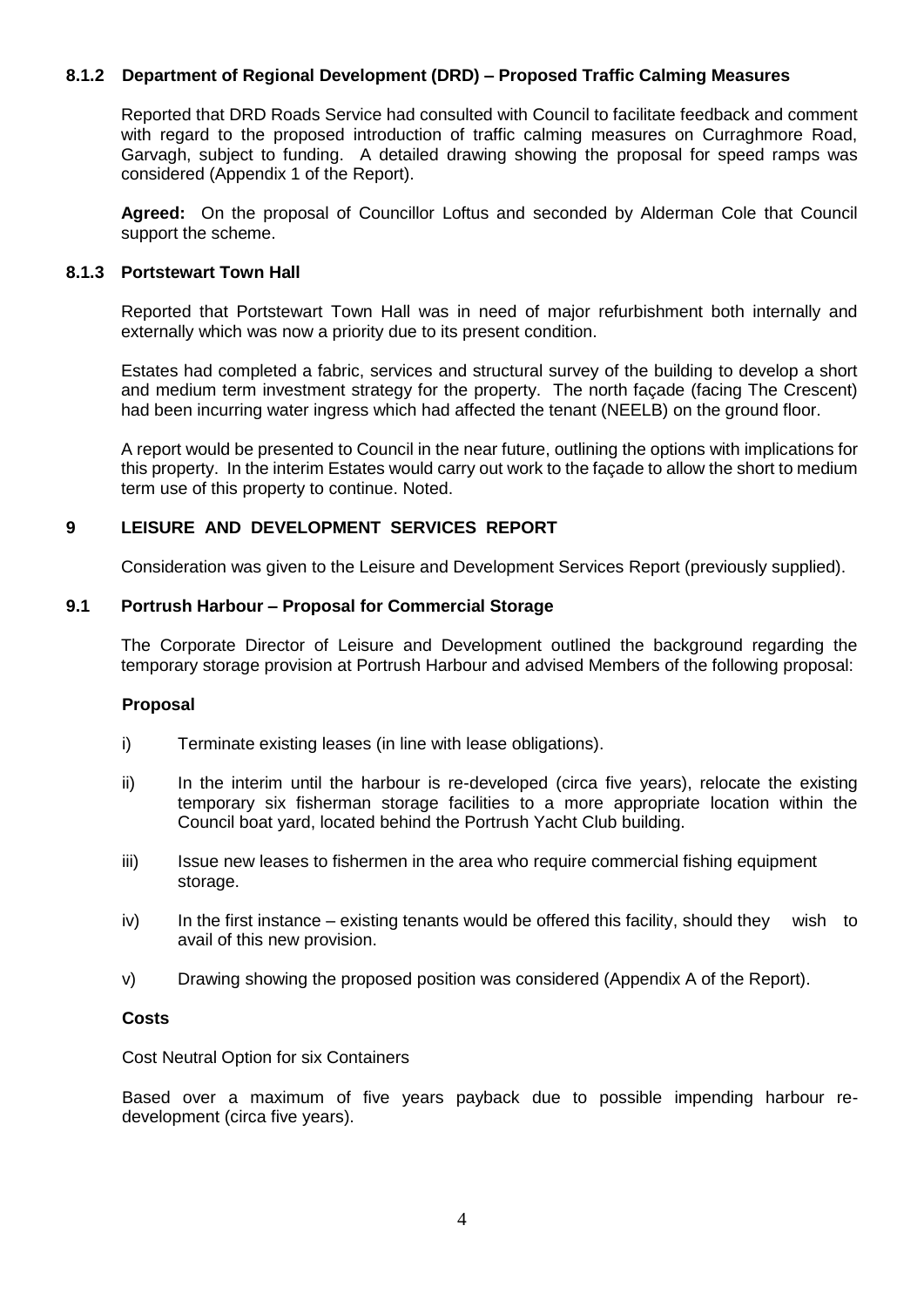### 8.1.2 Department of Regional Development (DRD) – Proposed Traffic Calming Measures

Reported that DRD Roads Service had consulted with Council to facilitate feedback and comment with regard to the proposed introduction of traffic calming measures on Curraghmore Road, Garvagh, subject to funding. A detailed drawing showing the proposal for speed ramps was considered (Appendix 1 of the Report).

**Agreed:** On the proposal of Councillor Loftus and seconded by Alderman Cole that Council support the scheme.

### 8.1.3 Portstewart Town Hall

Reported that Portstewart Town Hall was in need of major refurbishment both internally and externally which was now a priority due to its present condition.

Estates had completed a fabric, services and structural survey of the building to develop a short and medium term investment strategy for the property. The north façade (facing The Crescent) had been incurring water ingress which had affected the tenant (NEELB) on the ground floor.

A report would be presented to Council in the near future, outlining the options with implications for this property. In the interim Estates would carry out work to the façade to allow the short to medium term use of this property to continue. Noted.

## 9 LEISURE AND DEVELOPMENT SERVICES REPORT

Consideration was given to the Leisure and Development Services Report (previously supplied).

### 9.1 Portrush Harbour – Proposal for Commercial Storage

The Corporate Director of Leisure and Development outlined the background regarding the temporary storage provision at Portrush Harbour and advised Members of the following proposal:

**Proposal**

i) Terminate existing leases (in line with lease obligations).

ii) In the interim until the harbour is re-developed (circa five years), relocate the existing temporary six fisherman storage facilities to a more appropriate location within the Council boat yard, located behind the Portrush Yacht Club building.

iii) Issue new leases to fishermen in the area who require commercial fishing equipment storage.

iv) In the first instance – existing tenants would be offered this facility, should they wish to avail of this new provision.

v) Drawing showing the proposed position was considered (Appendix A of the Report).

**Costs**

Cost Neutral Option for six Containers

Based over a maximum of five years payback due to possible impending harbour re-development (circa five years).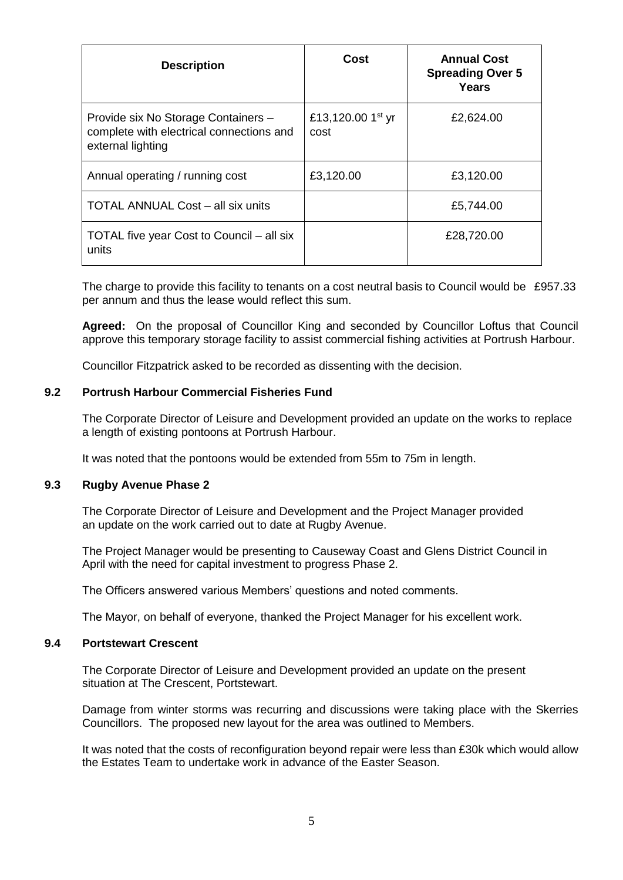| Description | Cost | Annual Cost Spreading Over 5 Years |
|---|---|---|
| Provide six No Storage Containers – complete with electrical connections and external lighting | £13,120.00 1st yr cost | £2,624.00 |
| Annual operating / running cost | £3,120.00 | £3,120.00 |
| TOTAL ANNUAL Cost – all six units | | £5,744.00 |
| TOTAL five year Cost to Council – all six units | | £28,720.00 |

The charge to provide this facility to tenants on a cost neutral basis to Council would be £957.33 per annum and thus the lease would reflect this sum.

**Agreed:** On the proposal of Councillor King and seconded by Councillor Loftus that Council approve this temporary storage facility to assist commercial fishing activities at Portrush Harbour.

Councillor Fitzpatrick asked to be recorded as dissenting with the decision.

### 9.2 Portrush Harbour Commercial Fisheries Fund

The Corporate Director of Leisure and Development provided an update on the works to replace a length of existing pontoons at Portrush Harbour.

It was noted that the pontoons would be extended from 55m to 75m in length.

### 9.3 Rugby Avenue Phase 2

The Corporate Director of Leisure and Development and the Project Manager provided an update on the work carried out to date at Rugby Avenue.

The Project Manager would be presenting to Causeway Coast and Glens District Council in April with the need for capital investment to progress Phase 2.

The Officers answered various Members' questions and noted comments.

The Mayor, on behalf of everyone, thanked the Project Manager for his excellent work.

### 9.4 Portstewart Crescent

The Corporate Director of Leisure and Development provided an update on the present situation at The Crescent, Portstewart.

Damage from winter storms was recurring and discussions were taking place with the Skerries Councillors. The proposed new layout for the area was outlined to Members.

It was noted that the costs of reconfiguration beyond repair were less than £30k which would allow the Estates Team to undertake work in advance of the Easter Season.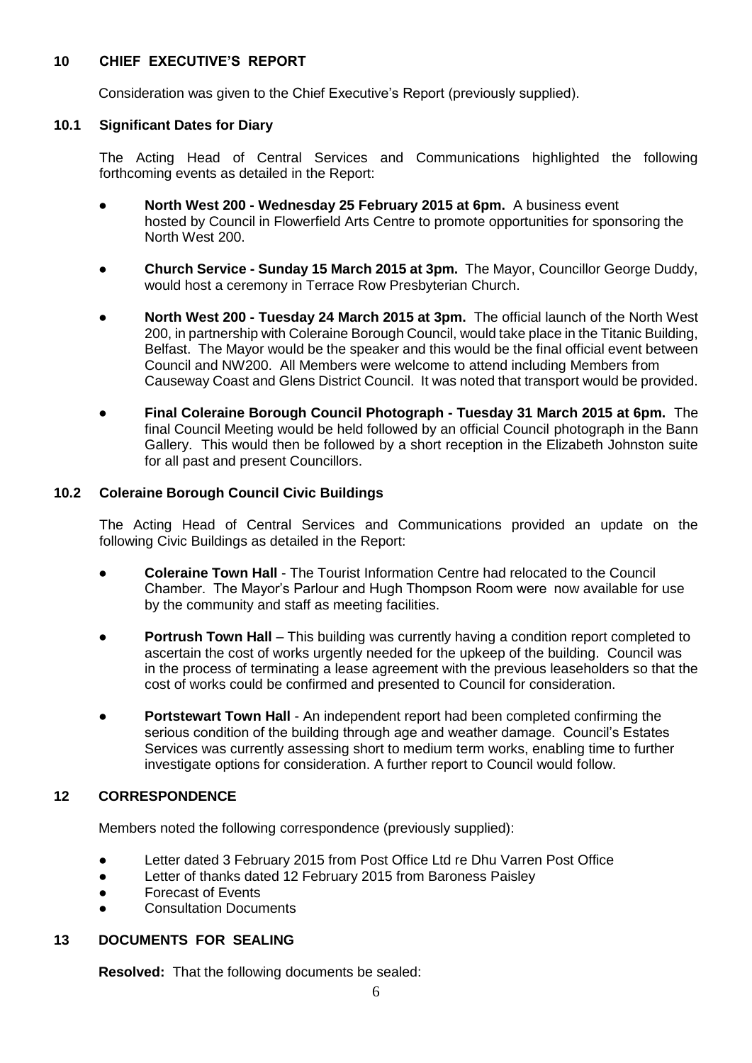## 10 CHIEF EXECUTIVE'S REPORT

Consideration was given to the Chief Executive's Report (previously supplied).

### 10.1 Significant Dates for Diary

The Acting Head of Central Services and Communications highlighted the following forthcoming events as detailed in the Report:

- **North West 200 - Wednesday 25 February 2015 at 6pm.** A business event hosted by Council in Flowerfield Arts Centre to promote opportunities for sponsoring the North West 200.
- **Church Service - Sunday 15 March 2015 at 3pm.** The Mayor, Councillor George Duddy, would host a ceremony in Terrace Row Presbyterian Church.
- **North West 200 - Tuesday 24 March 2015 at 3pm.** The official launch of the North West 200, in partnership with Coleraine Borough Council, would take place in the Titanic Building, Belfast. The Mayor would be the speaker and this would be the final official event between Council and NW200. All Members were welcome to attend including Members from Causeway Coast and Glens District Council. It was noted that transport would be provided.
- **Final Coleraine Borough Council Photograph - Tuesday 31 March 2015 at 6pm.** The final Council Meeting would be held followed by an official Council photograph in the Bann Gallery. This would then be followed by a short reception in the Elizabeth Johnston suite for all past and present Councillors.

### 10.2 Coleraine Borough Council Civic Buildings

The Acting Head of Central Services and Communications provided an update on the following Civic Buildings as detailed in the Report:

- **Coleraine Town Hall** - The Tourist Information Centre had relocated to the Council Chamber. The Mayor's Parlour and Hugh Thompson Room were now available for use by the community and staff as meeting facilities.
- **Portrush Town Hall** – This building was currently having a condition report completed to ascertain the cost of works urgently needed for the upkeep of the building. Council was in the process of terminating a lease agreement with the previous leaseholders so that the cost of works could be confirmed and presented to Council for consideration.
- **Portstewart Town Hall** - An independent report had been completed confirming the serious condition of the building through age and weather damage. Council's Estates Services was currently assessing short to medium term works, enabling time to further investigate options for consideration. A further report to Council would follow.

## 12 CORRESPONDENCE

Members noted the following correspondence (previously supplied):

- Letter dated 3 February 2015 from Post Office Ltd re Dhu Varren Post Office
- Letter of thanks dated 12 February 2015 from Baroness Paisley
- Forecast of Events
- Consultation Documents

## 13 DOCUMENTS FOR SEALING

**Resolved:** That the following documents be sealed: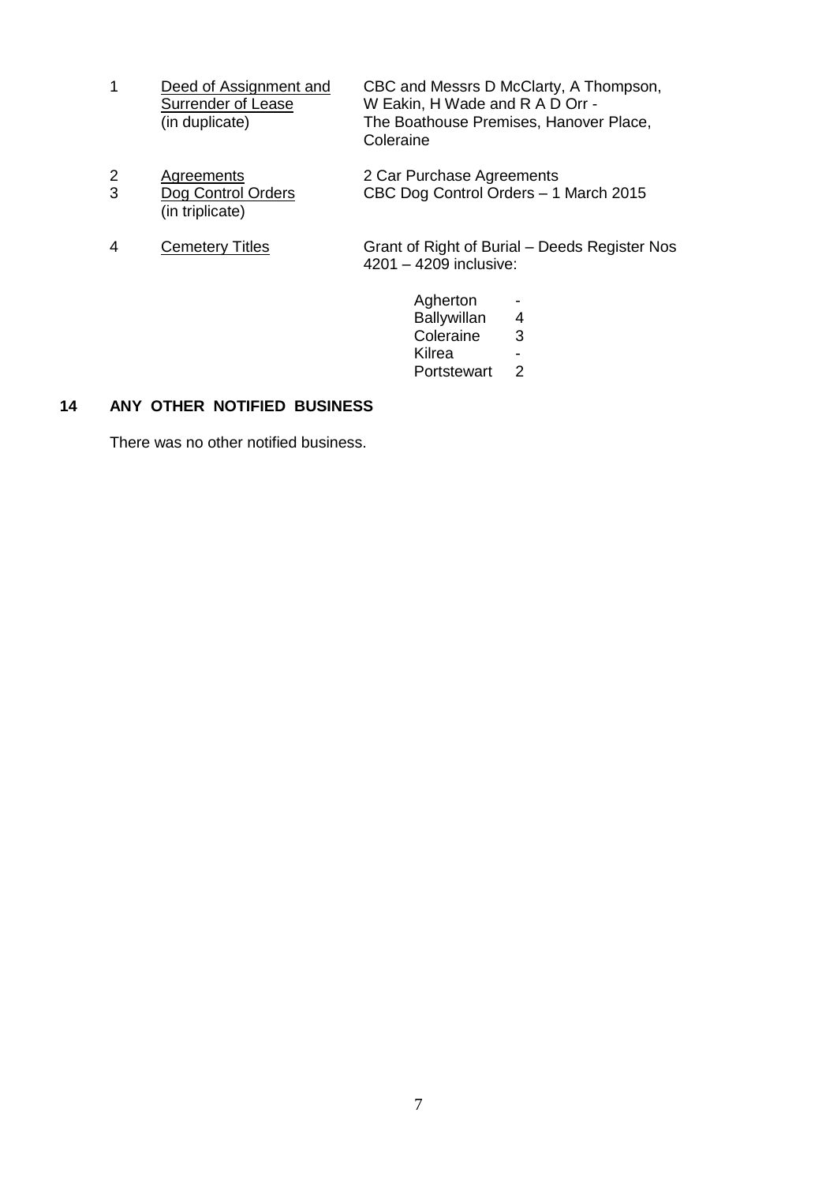| | | |
|---|---|---|
| 1 | Deed of Assignment and Surrender of Lease (in duplicate) | CBC and Messrs D McClarty, A Thompson, W Eakin, H Wade and R A D Orr - The Boathouse Premises, Hanover Place, Coleraine |
| 2 | Agreements | 2 Car Purchase Agreements |
| 3 | Dog Control Orders (in triplicate) | CBC Dog Control Orders – 1 March 2015 |
| 4 | Cemetery Titles | Grant of Right of Burial – Deeds Register Nos 4201 – 4209 inclusive: |

| | |
|---|---|
| Agherton | - |
| Ballywillan | 4 |
| Coleraine | 3 |
| Kilrea | - |
| Portstewart | 2 |

## 14 ANY OTHER NOTIFIED BUSINESS

There was no other notified business.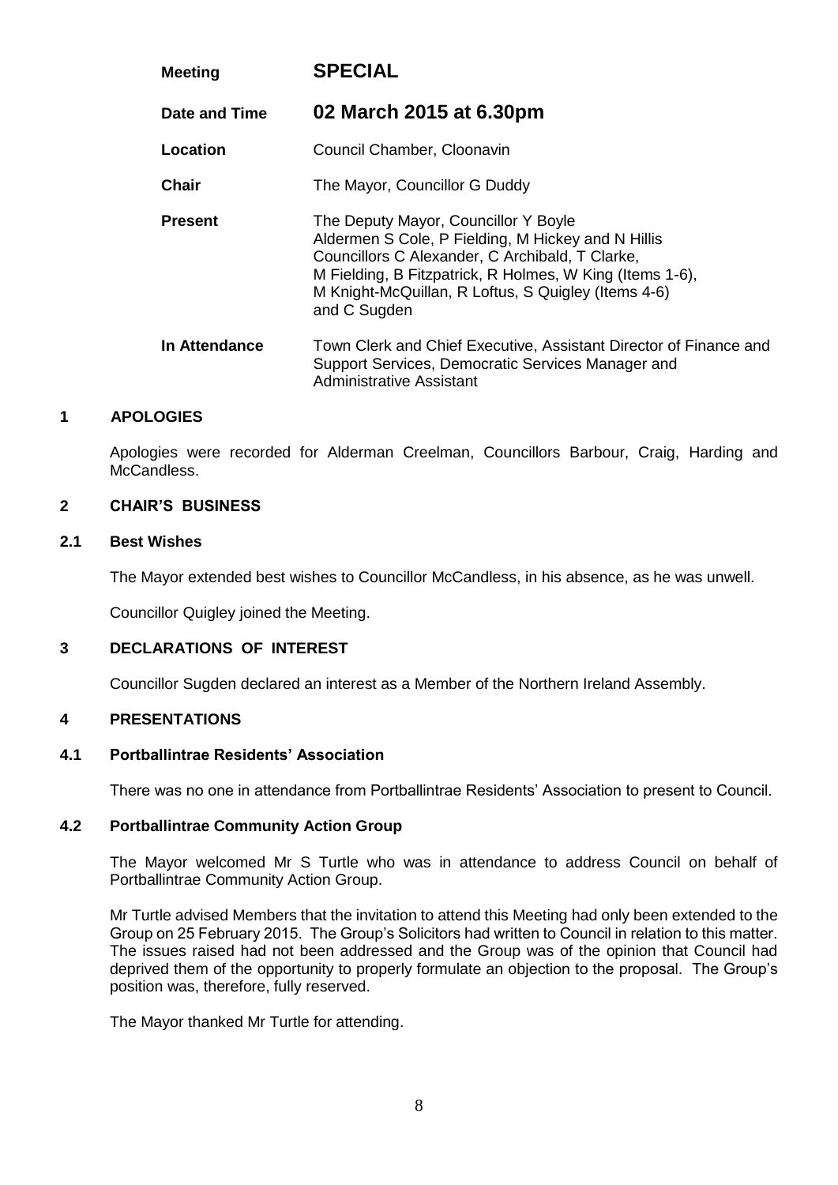| | |
|---|---|
| **Meeting** | **SPECIAL** |
| **Date and Time** | **02 March 2015 at 6.30pm** |
| **Location** | Council Chamber, Cloonavin |
| **Chair** | The Mayor, Councillor G Duddy |
| **Present** | The Deputy Mayor, Councillor Y Boyle<br>Aldermen S Cole, P Fielding, M Hickey and N Hillis<br>Councillors C Alexander, C Archibald, T Clarke,<br>M Fielding, B Fitzpatrick, R Holmes, W King (Items 1-6),<br>M Knight-McQuillan, R Loftus, S Quigley (Items 4-6)<br>and C Sugden |
| **In Attendance** | Town Clerk and Chief Executive, Assistant Director of Finance and Support Services, Democratic Services Manager and Administrative Assistant |

## 1 APOLOGIES

Apologies were recorded for Alderman Creelman, Councillors Barbour, Craig, Harding and McCandless.

## 2 CHAIR'S BUSINESS

### 2.1 Best Wishes

The Mayor extended best wishes to Councillor McCandless, in his absence, as he was unwell.

Councillor Quigley joined the Meeting.

## 3 DECLARATIONS OF INTEREST

Councillor Sugden declared an interest as a Member of the Northern Ireland Assembly.

## 4 PRESENTATIONS

### 4.1 Portballintrae Residents' Association

There was no one in attendance from Portballintrae Residents' Association to present to Council.

### 4.2 Portballintrae Community Action Group

The Mayor welcomed Mr S Turtle who was in attendance to address Council on behalf of Portballintrae Community Action Group.

Mr Turtle advised Members that the invitation to attend this Meeting had only been extended to the Group on 25 February 2015. The Group's Solicitors had written to Council in relation to this matter. The issues raised had not been addressed and the Group was of the opinion that Council had deprived them of the opportunity to properly formulate an objection to the proposal. The Group's position was, therefore, fully reserved.

The Mayor thanked Mr Turtle for attending.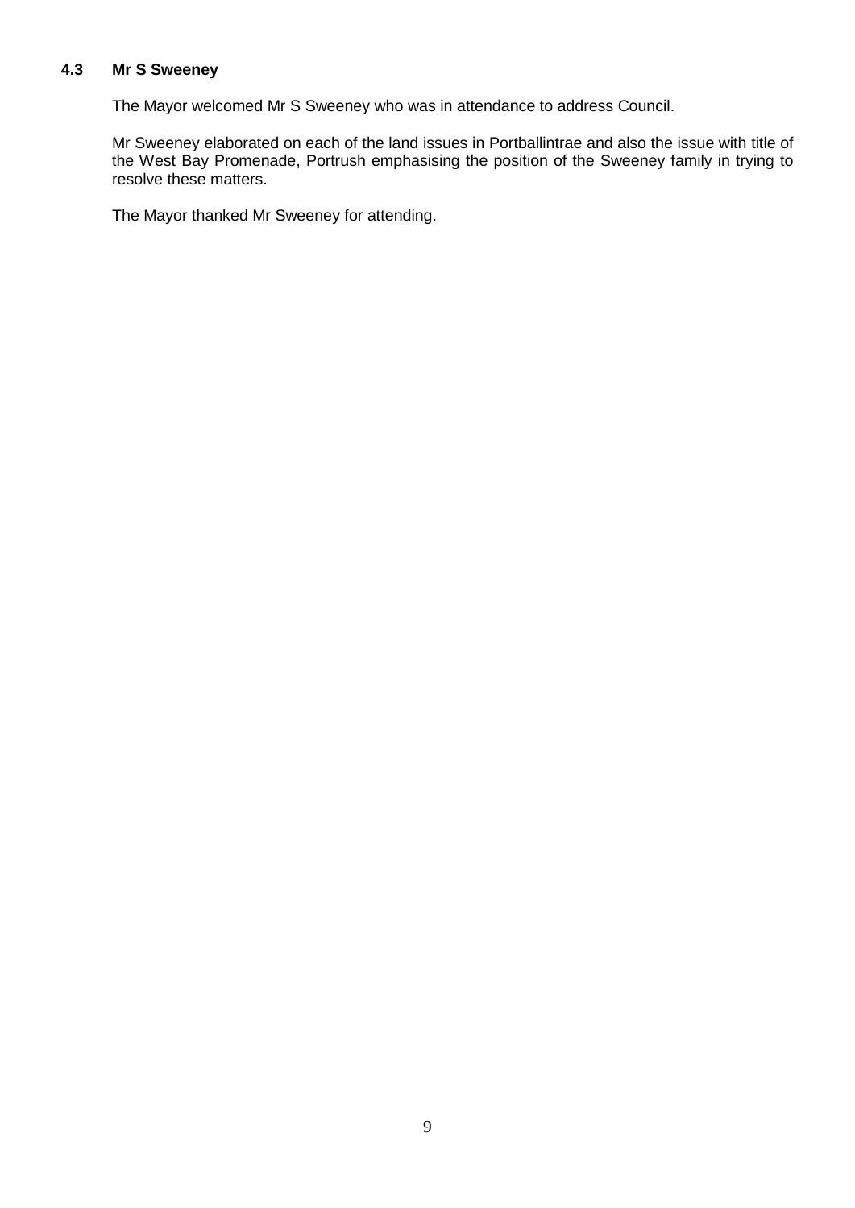### 4.3 Mr S Sweeney

The Mayor welcomed Mr S Sweeney who was in attendance to address Council.

Mr Sweeney elaborated on each of the land issues in Portballintrae and also the issue with title of the West Bay Promenade, Portrush emphasising the position of the Sweeney family in trying to resolve these matters.

The Mayor thanked Mr Sweeney for attending.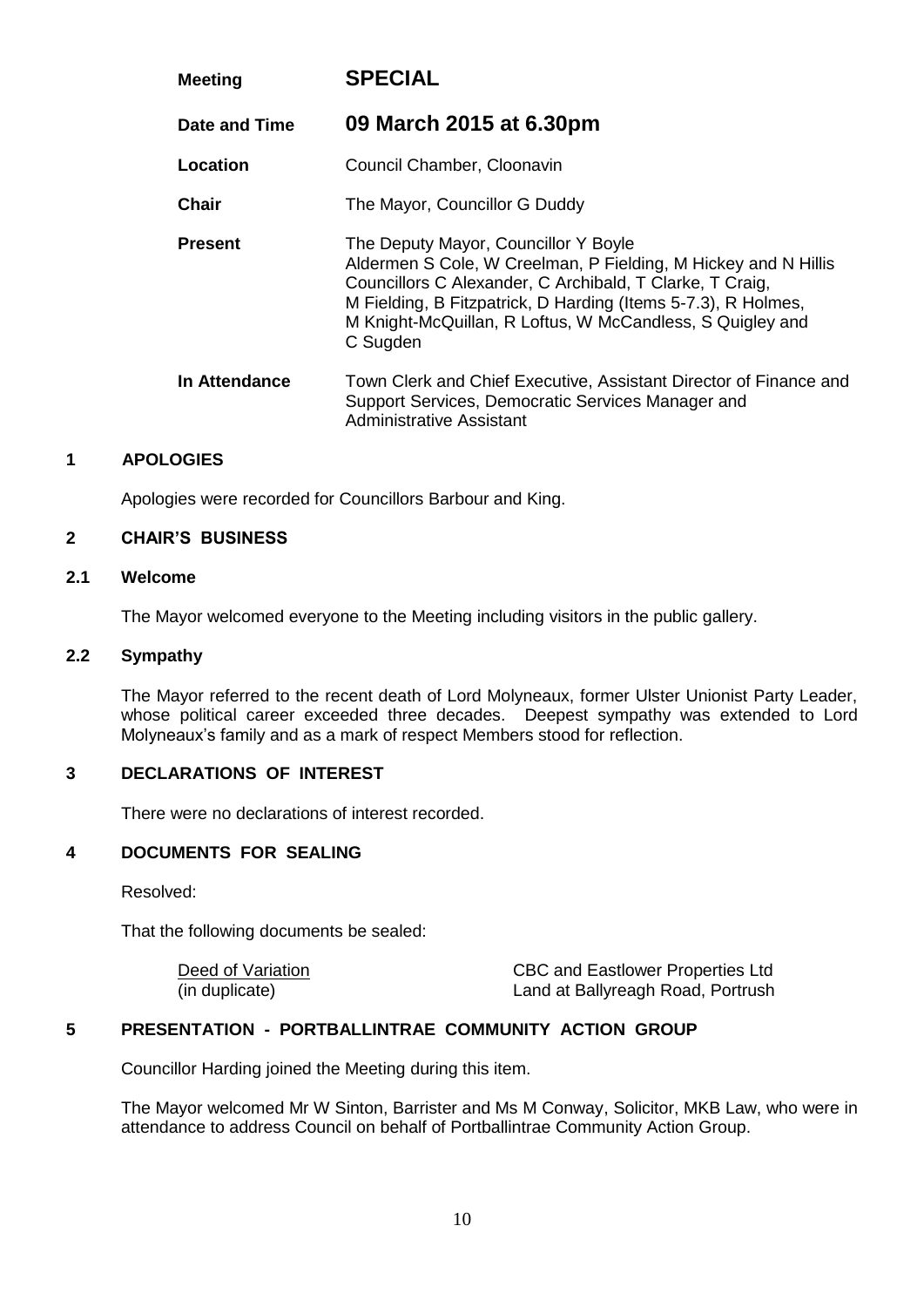| | |
|---|---|
| **Meeting** | **SPECIAL** |
| **Date and Time** | **09 March 2015 at 6.30pm** |
| **Location** | Council Chamber, Cloonavin |
| **Chair** | The Mayor, Councillor G Duddy |
| **Present** | The Deputy Mayor, Councillor Y Boyle<br>Aldermen S Cole, W Creelman, P Fielding, M Hickey and N Hillis<br>Councillors C Alexander, C Archibald, T Clarke, T Craig, M Fielding, B Fitzpatrick, D Harding (Items 5-7.3), R Holmes, M Knight-McQuillan, R Loftus, W McCandless, S Quigley and C Sugden |
| **In Attendance** | Town Clerk and Chief Executive, Assistant Director of Finance and Support Services, Democratic Services Manager and Administrative Assistant |

## 1 APOLOGIES

Apologies were recorded for Councillors Barbour and King.

## 2 CHAIR'S BUSINESS

### 2.1 Welcome

The Mayor welcomed everyone to the Meeting including visitors in the public gallery.

### 2.2 Sympathy

The Mayor referred to the recent death of Lord Molyneaux, former Ulster Unionist Party Leader, whose political career exceeded three decades. Deepest sympathy was extended to Lord Molyneaux's family and as a mark of respect Members stood for reflection.

## 3 DECLARATIONS OF INTEREST

There were no declarations of interest recorded.

## 4 DOCUMENTS FOR SEALING

Resolved:

That the following documents be sealed:

| | |
|---|---|
| Deed of Variation<br>(in duplicate) | CBC and Eastlower Properties Ltd<br>Land at Ballyreagh Road, Portrush |

## 5 PRESENTATION - PORTBALLINTRAE COMMUNITY ACTION GROUP

Councillor Harding joined the Meeting during this item.

The Mayor welcomed Mr W Sinton, Barrister and Ms M Conway, Solicitor, MKB Law, who were in attendance to address Council on behalf of Portballintrae Community Action Group.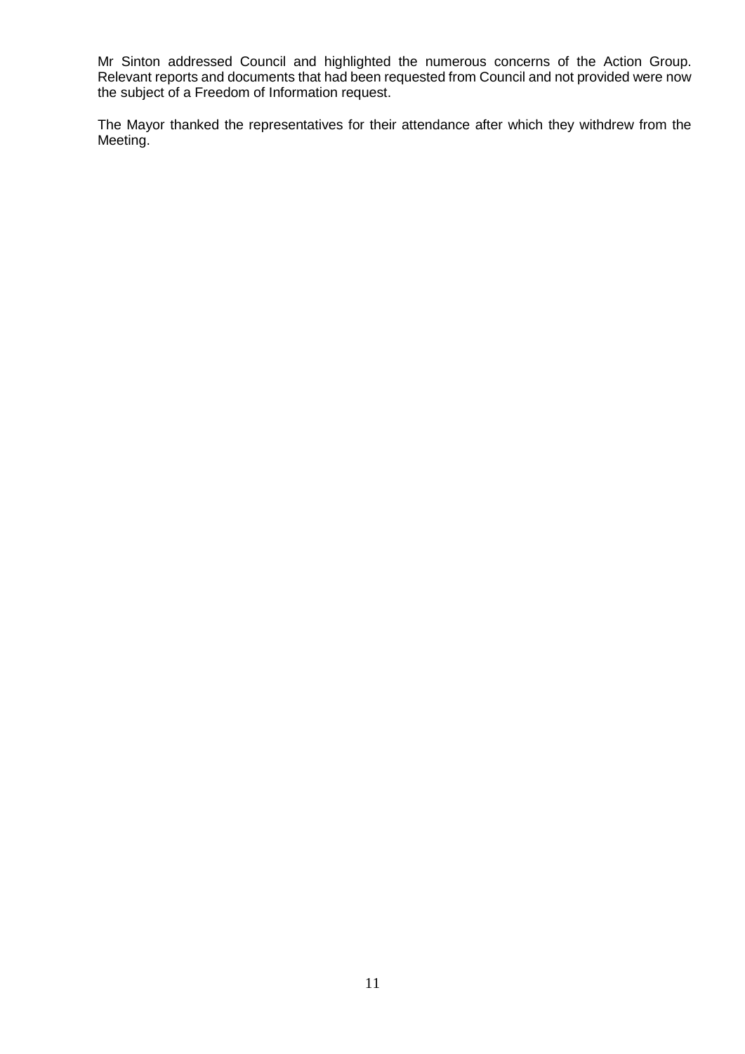Mr Sinton addressed Council and highlighted the numerous concerns of the Action Group. Relevant reports and documents that had been requested from Council and not provided were now the subject of a Freedom of Information request.

The Mayor thanked the representatives for their attendance after which they withdrew from the Meeting.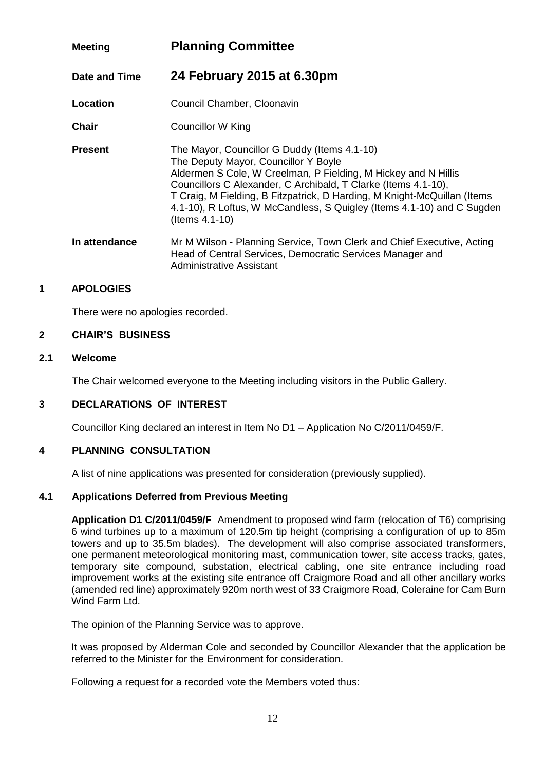| | |
|---|---|
| **Meeting** | **Planning Committee** |
| **Date and Time** | **24 February 2015 at 6.30pm** |
| **Location** | Council Chamber, Cloonavin |
| **Chair** | Councillor W King |
| **Present** | The Mayor, Councillor G Duddy (Items 4.1-10)<br>The Deputy Mayor, Councillor Y Boyle<br>Aldermen S Cole, W Creelman, P Fielding, M Hickey and N Hillis<br>Councillors C Alexander, C Archibald, T Clarke (Items 4.1-10), T Craig, M Fielding, B Fitzpatrick, D Harding, M Knight-McQuillan (Items 4.1-10), R Loftus, W McCandless, S Quigley (Items 4.1-10) and C Sugden (Items 4.1-10) |
| **In attendance** | Mr M Wilson - Planning Service, Town Clerk and Chief Executive, Acting Head of Central Services, Democratic Services Manager and Administrative Assistant |

## 1 APOLOGIES

There were no apologies recorded.

## 2 CHAIR'S BUSINESS

### 2.1 Welcome

The Chair welcomed everyone to the Meeting including visitors in the Public Gallery.

## 3 DECLARATIONS OF INTEREST

Councillor King declared an interest in Item No D1 – Application No C/2011/0459/F.

## 4 PLANNING CONSULTATION

A list of nine applications was presented for consideration (previously supplied).

### 4.1 Applications Deferred from Previous Meeting

**Application D1 C/2011/0459/F** Amendment to proposed wind farm (relocation of T6) comprising 6 wind turbines up to a maximum of 120.5m tip height (comprising a configuration of up to 85m towers and up to 35.5m blades). The development will also comprise associated transformers, one permanent meteorological monitoring mast, communication tower, site access tracks, gates, temporary site compound, substation, electrical cabling, one site entrance including road improvement works at the existing site entrance off Craigmore Road and all other ancillary works (amended red line) approximately 920m north west of 33 Craigmore Road, Coleraine for Cam Burn Wind Farm Ltd.

The opinion of the Planning Service was to approve.

It was proposed by Alderman Cole and seconded by Councillor Alexander that the application be referred to the Minister for the Environment for consideration.

Following a request for a recorded vote the Members voted thus: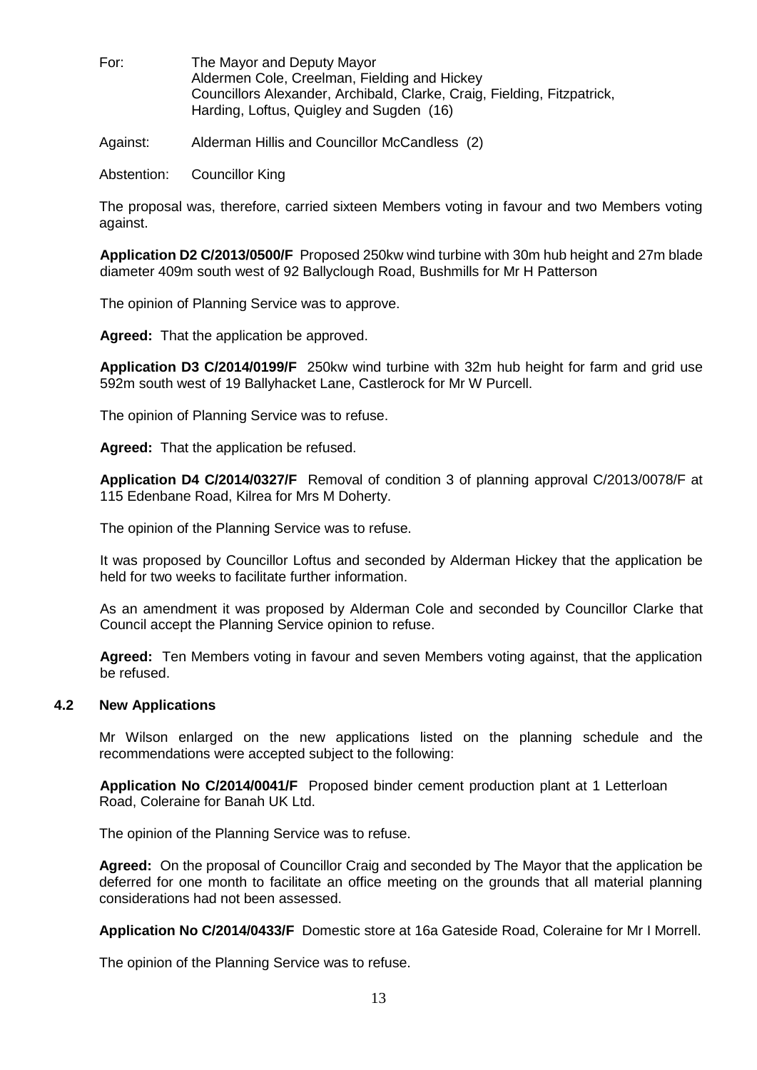For: The Mayor and Deputy Mayor
Aldermen Cole, Creelman, Fielding and Hickey
Councillors Alexander, Archibald, Clarke, Craig, Fielding, Fitzpatrick, Harding, Loftus, Quigley and Sugden (16)

Against: Alderman Hillis and Councillor McCandless (2)

Abstention: Councillor King

The proposal was, therefore, carried sixteen Members voting in favour and two Members voting against.

**Application D2 C/2013/0500/F** Proposed 250kw wind turbine with 30m hub height and 27m blade diameter 409m south west of 92 Ballyclough Road, Bushmills for Mr H Patterson

The opinion of Planning Service was to approve.

**Agreed:** That the application be approved.

**Application D3 C/2014/0199/F** 250kw wind turbine with 32m hub height for farm and grid use 592m south west of 19 Ballyhacket Lane, Castlerock for Mr W Purcell.

The opinion of Planning Service was to refuse.

**Agreed:** That the application be refused.

**Application D4 C/2014/0327/F** Removal of condition 3 of planning approval C/2013/0078/F at 115 Edenbane Road, Kilrea for Mrs M Doherty.

The opinion of the Planning Service was to refuse.

It was proposed by Councillor Loftus and seconded by Alderman Hickey that the application be held for two weeks to facilitate further information.

As an amendment it was proposed by Alderman Cole and seconded by Councillor Clarke that Council accept the Planning Service opinion to refuse.

**Agreed:** Ten Members voting in favour and seven Members voting against, that the application be refused.

### 4.2 New Applications

Mr Wilson enlarged on the new applications listed on the planning schedule and the recommendations were accepted subject to the following:

**Application No C/2014/0041/F** Proposed binder cement production plant at 1 Letterloan Road, Coleraine for Banah UK Ltd.

The opinion of the Planning Service was to refuse.

**Agreed:** On the proposal of Councillor Craig and seconded by The Mayor that the application be deferred for one month to facilitate an office meeting on the grounds that all material planning considerations had not been assessed.

**Application No C/2014/0433/F** Domestic store at 16a Gateside Road, Coleraine for Mr I Morrell.

The opinion of the Planning Service was to refuse.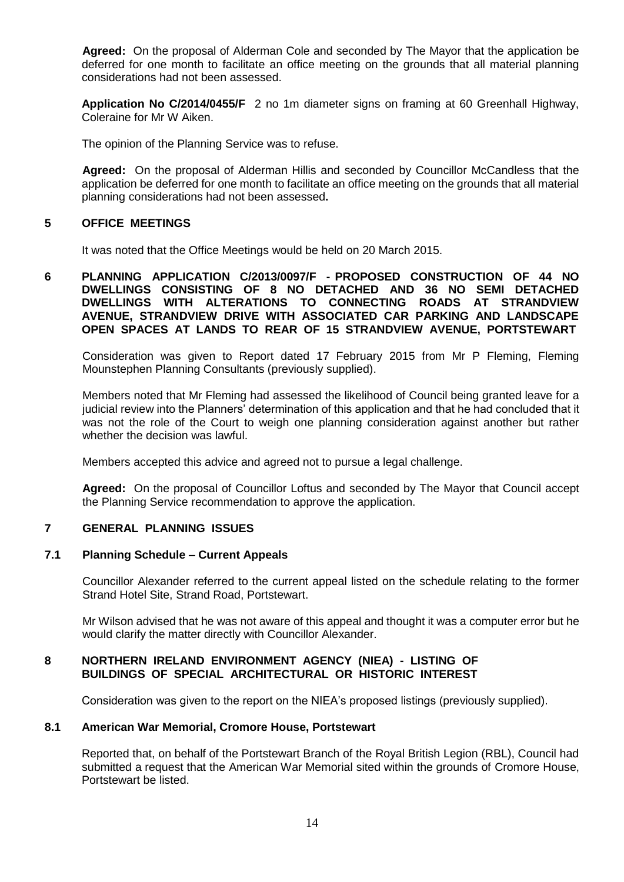**Agreed:** On the proposal of Alderman Cole and seconded by The Mayor that the application be deferred for one month to facilitate an office meeting on the grounds that all material planning considerations had not been assessed.

**Application No C/2014/0455/F** 2 no 1m diameter signs on framing at 60 Greenhall Highway, Coleraine for Mr W Aiken.

The opinion of the Planning Service was to refuse.

**Agreed:** On the proposal of Alderman Hillis and seconded by Councillor McCandless that the application be deferred for one month to facilitate an office meeting on the grounds that all material planning considerations had not been assessed**.**

## 5 OFFICE MEETINGS

It was noted that the Office Meetings would be held on 20 March 2015.

## 6 PLANNING APPLICATION C/2013/0097/F - PROPOSED CONSTRUCTION OF 44 NO DWELLINGS CONSISTING OF 8 NO DETACHED AND 36 NO SEMI DETACHED DWELLINGS WITH ALTERATIONS TO CONNECTING ROADS AT STRANDVIEW AVENUE, STRANDVIEW DRIVE WITH ASSOCIATED CAR PARKING AND LANDSCAPE OPEN SPACES AT LANDS TO REAR OF 15 STRANDVIEW AVENUE, PORTSTEWART

Consideration was given to Report dated 17 February 2015 from Mr P Fleming, Fleming Mounstephen Planning Consultants (previously supplied).

Members noted that Mr Fleming had assessed the likelihood of Council being granted leave for a judicial review into the Planners' determination of this application and that he had concluded that it was not the role of the Court to weigh one planning consideration against another but rather whether the decision was lawful.

Members accepted this advice and agreed not to pursue a legal challenge.

**Agreed:** On the proposal of Councillor Loftus and seconded by The Mayor that Council accept the Planning Service recommendation to approve the application.

## 7 GENERAL PLANNING ISSUES

### 7.1 Planning Schedule – Current Appeals

Councillor Alexander referred to the current appeal listed on the schedule relating to the former Strand Hotel Site, Strand Road, Portstewart.

Mr Wilson advised that he was not aware of this appeal and thought it was a computer error but he would clarify the matter directly with Councillor Alexander.

## 8 NORTHERN IRELAND ENVIRONMENT AGENCY (NIEA) - LISTING OF BUILDINGS OF SPECIAL ARCHITECTURAL OR HISTORIC INTEREST

Consideration was given to the report on the NIEA's proposed listings (previously supplied).

### 8.1 American War Memorial, Cromore House, Portstewart

Reported that, on behalf of the Portstewart Branch of the Royal British Legion (RBL), Council had submitted a request that the American War Memorial sited within the grounds of Cromore House, Portstewart be listed.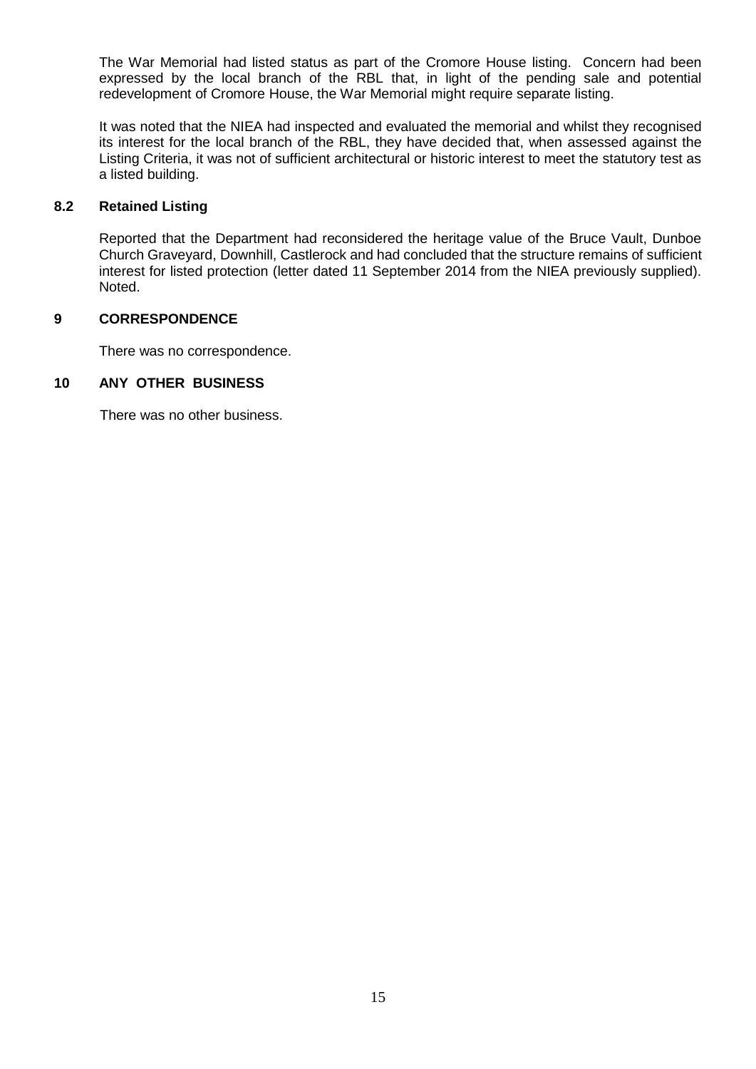The War Memorial had listed status as part of the Cromore House listing. Concern had been expressed by the local branch of the RBL that, in light of the pending sale and potential redevelopment of Cromore House, the War Memorial might require separate listing.

It was noted that the NIEA had inspected and evaluated the memorial and whilst they recognised its interest for the local branch of the RBL, they have decided that, when assessed against the Listing Criteria, it was not of sufficient architectural or historic interest to meet the statutory test as a listed building.

### 8.2 Retained Listing

Reported that the Department had reconsidered the heritage value of the Bruce Vault, Dunboe Church Graveyard, Downhill, Castlerock and had concluded that the structure remains of sufficient interest for listed protection (letter dated 11 September 2014 from the NIEA previously supplied). Noted.

## 9 CORRESPONDENCE

There was no correspondence.

## 10 ANY OTHER BUSINESS

There was no other business.